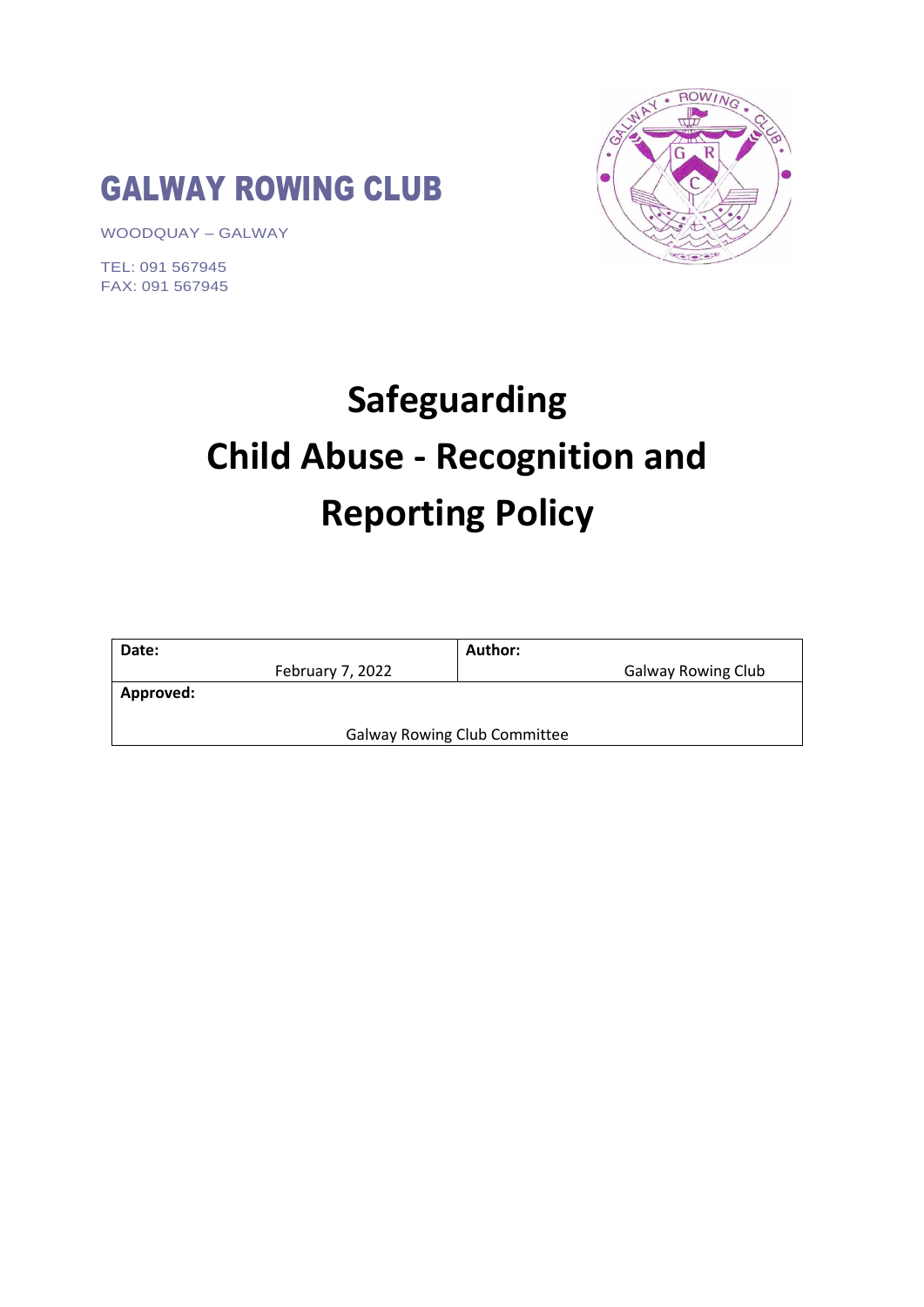# GALWAY ROWING CLUB

WOODQUAY – GALWAY

TEL: 091 567945
FAX: 091 567945

# Safeguarding Child Abuse - Recognition and Reporting Policy

| **Date:** February 7, 2022 | **Author:** Galway Rowing Club |
|---|---|
| **Approved:** Galway Rowing Club Committee | |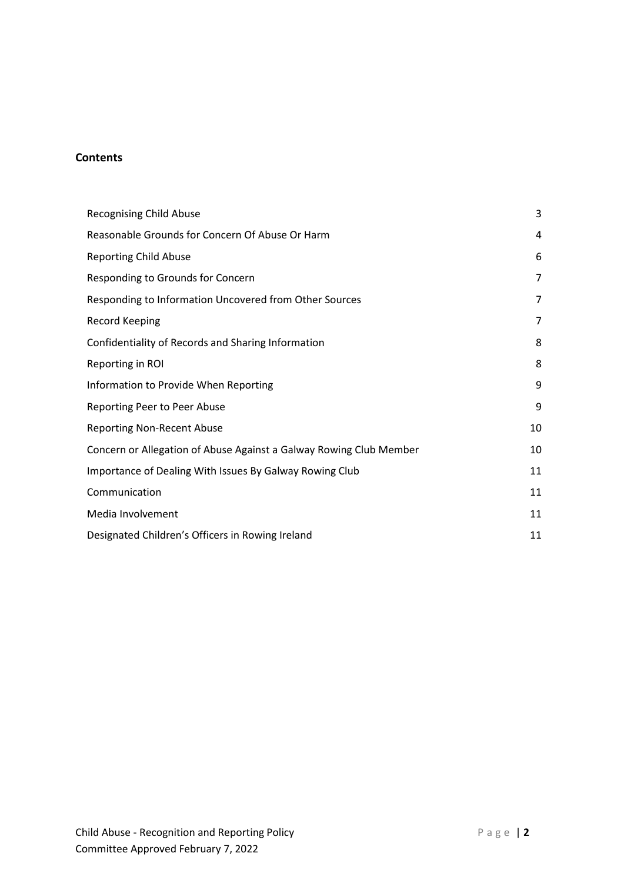**Contents**

| | |
|---|---|
| Recognising Child Abuse | 3 |
| Reasonable Grounds for Concern Of Abuse Or Harm | 4 |
| Reporting Child Abuse | 6 |
| Responding to Grounds for Concern | 7 |
| Responding to Information Uncovered from Other Sources | 7 |
| Record Keeping | 7 |
| Confidentiality of Records and Sharing Information | 8 |
| Reporting in ROI | 8 |
| Information to Provide When Reporting | 9 |
| Reporting Peer to Peer Abuse | 9 |
| Reporting Non-Recent Abuse | 10 |
| Concern or Allegation of Abuse Against a Galway Rowing Club Member | 10 |
| Importance of Dealing With Issues By Galway Rowing Club | 11 |
| Communication | 11 |
| Media Involvement | 11 |
| Designated Children's Officers in Rowing Ireland | 11 |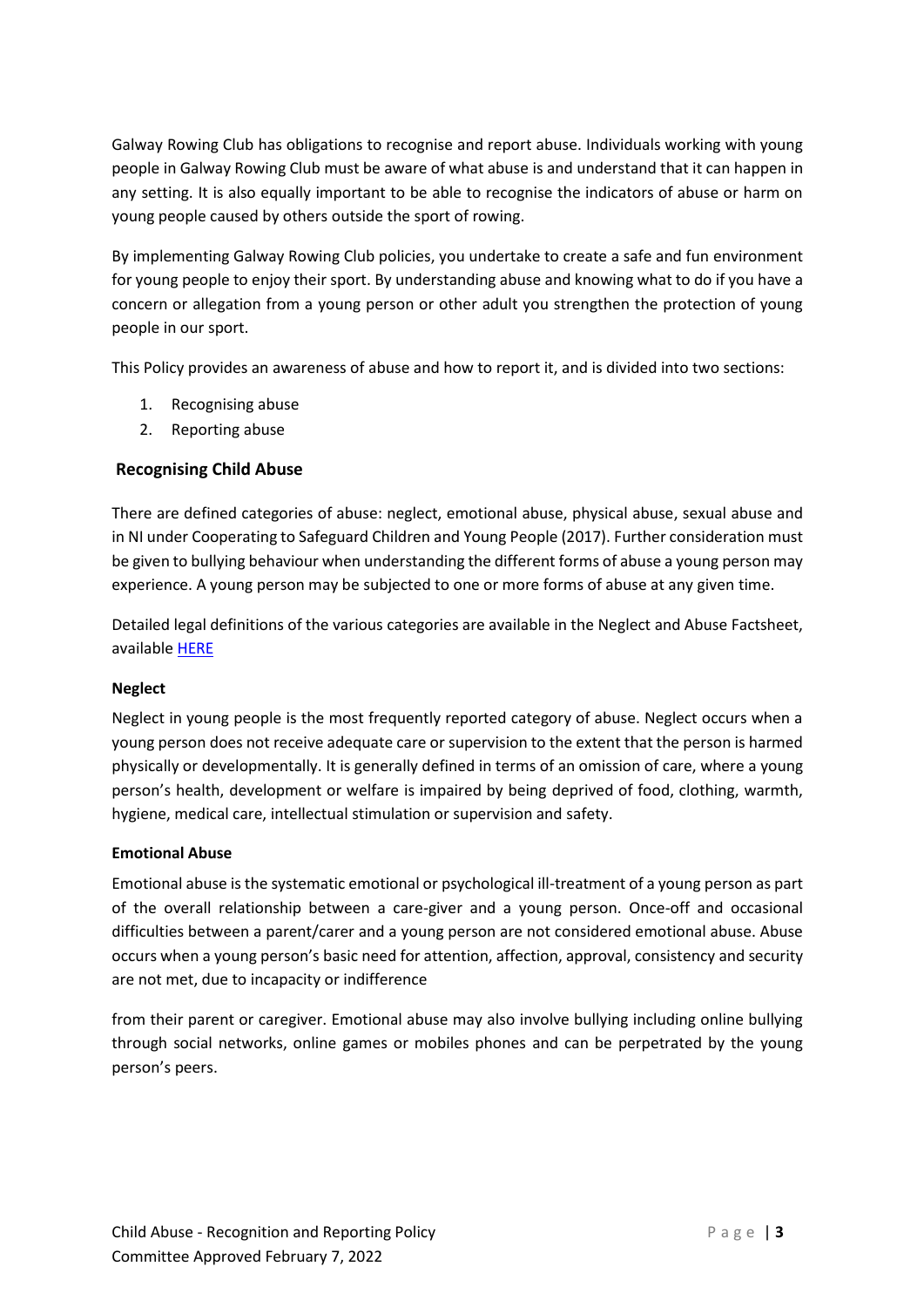Galway Rowing Club has obligations to recognise and report abuse. Individuals working with young people in Galway Rowing Club must be aware of what abuse is and understand that it can happen in any setting. It is also equally important to be able to recognise the indicators of abuse or harm on young people caused by others outside the sport of rowing.

By implementing Galway Rowing Club policies, you undertake to create a safe and fun environment for young people to enjoy their sport. By understanding abuse and knowing what to do if you have a concern or allegation from a young person or other adult you strengthen the protection of young people in our sport.

This Policy provides an awareness of abuse and how to report it, and is divided into two sections:

1. Recognising abuse
2. Reporting abuse

## Recognising Child Abuse

There are defined categories of abuse: neglect, emotional abuse, physical abuse, sexual abuse and in NI under Cooperating to Safeguard Children and Young People (2017). Further consideration must be given to bullying behaviour when understanding the different forms of abuse a young person may experience. A young person may be subjected to one or more forms of abuse at any given time.

Detailed legal definitions of the various categories are available in the Neglect and Abuse Factsheet, available HERE

### Neglect

Neglect in young people is the most frequently reported category of abuse. Neglect occurs when a young person does not receive adequate care or supervision to the extent that the person is harmed physically or developmentally. It is generally defined in terms of an omission of care, where a young person's health, development or welfare is impaired by being deprived of food, clothing, warmth, hygiene, medical care, intellectual stimulation or supervision and safety.

### Emotional Abuse

Emotional abuse is the systematic emotional or psychological ill-treatment of a young person as part of the overall relationship between a care-giver and a young person. Once-off and occasional difficulties between a parent/carer and a young person are not considered emotional abuse. Abuse occurs when a young person's basic need for attention, affection, approval, consistency and security are not met, due to incapacity or indifference

from their parent or caregiver. Emotional abuse may also involve bullying including online bullying through social networks, online games or mobiles phones and can be perpetrated by the young person's peers.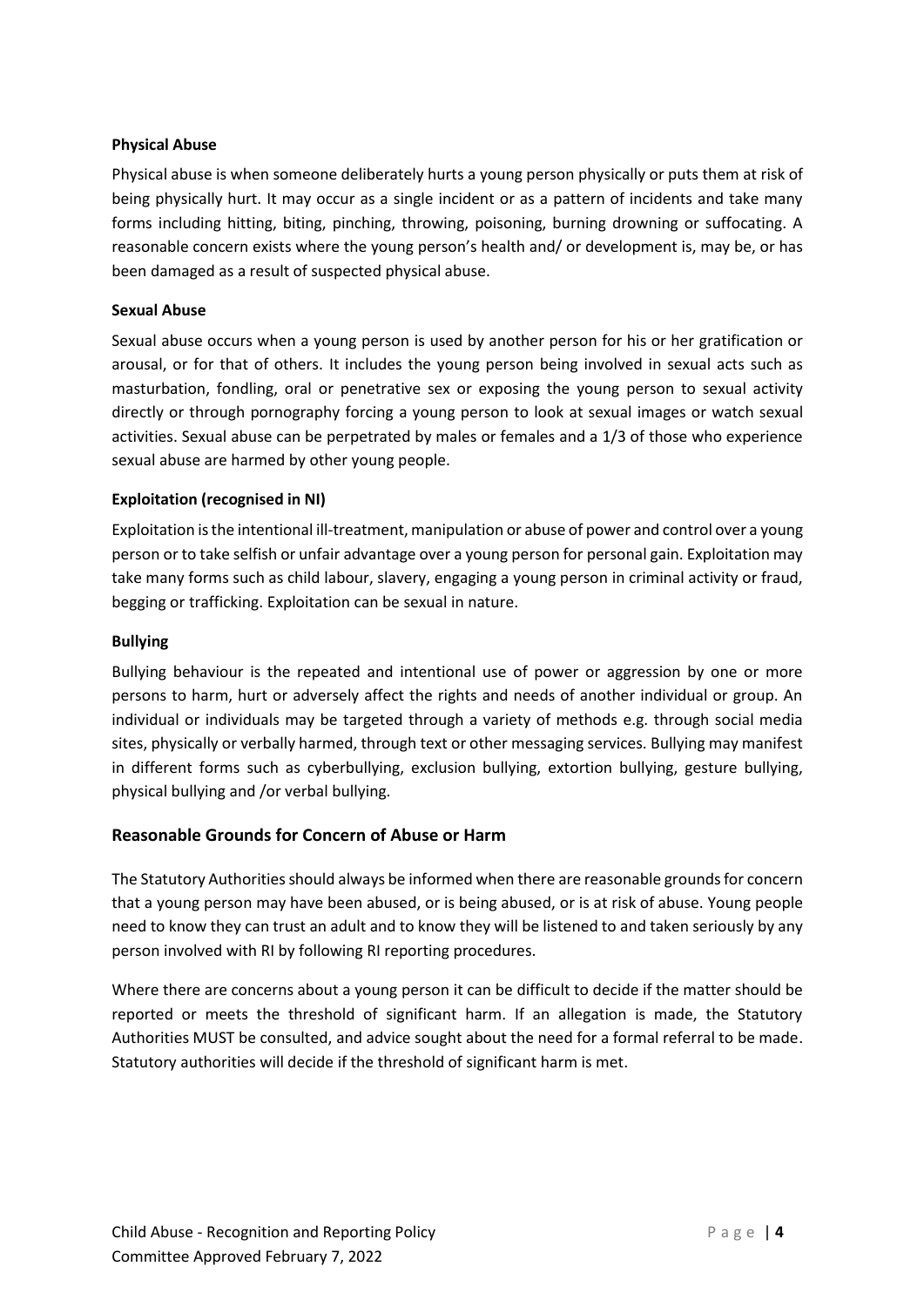**Physical Abuse**

Physical abuse is when someone deliberately hurts a young person physically or puts them at risk of being physically hurt. It may occur as a single incident or as a pattern of incidents and take many forms including hitting, biting, pinching, throwing, poisoning, burning drowning or suffocating. A reasonable concern exists where the young person's health and/ or development is, may be, or has been damaged as a result of suspected physical abuse.

**Sexual Abuse**

Sexual abuse occurs when a young person is used by another person for his or her gratification or arousal, or for that of others. It includes the young person being involved in sexual acts such as masturbation, fondling, oral or penetrative sex or exposing the young person to sexual activity directly or through pornography forcing a young person to look at sexual images or watch sexual activities. Sexual abuse can be perpetrated by males or females and a 1/3 of those who experience sexual abuse are harmed by other young people.

**Exploitation (recognised in NI)**

Exploitation is the intentional ill-treatment, manipulation or abuse of power and control over a young person or to take selfish or unfair advantage over a young person for personal gain. Exploitation may take many forms such as child labour, slavery, engaging a young person in criminal activity or fraud, begging or trafficking. Exploitation can be sexual in nature.

**Bullying**

Bullying behaviour is the repeated and intentional use of power or aggression by one or more persons to harm, hurt or adversely affect the rights and needs of another individual or group. An individual or individuals may be targeted through a variety of methods e.g. through social media sites, physically or verbally harmed, through text or other messaging services. Bullying may manifest in different forms such as cyberbullying, exclusion bullying, extortion bullying, gesture bullying, physical bullying and /or verbal bullying.

## Reasonable Grounds for Concern of Abuse or Harm

The Statutory Authorities should always be informed when there are reasonable grounds for concern that a young person may have been abused, or is being abused, or is at risk of abuse. Young people need to know they can trust an adult and to know they will be listened to and taken seriously by any person involved with RI by following RI reporting procedures.

Where there are concerns about a young person it can be difficult to decide if the matter should be reported or meets the threshold of significant harm. If an allegation is made, the Statutory Authorities MUST be consulted, and advice sought about the need for a formal referral to be made. Statutory authorities will decide if the threshold of significant harm is met.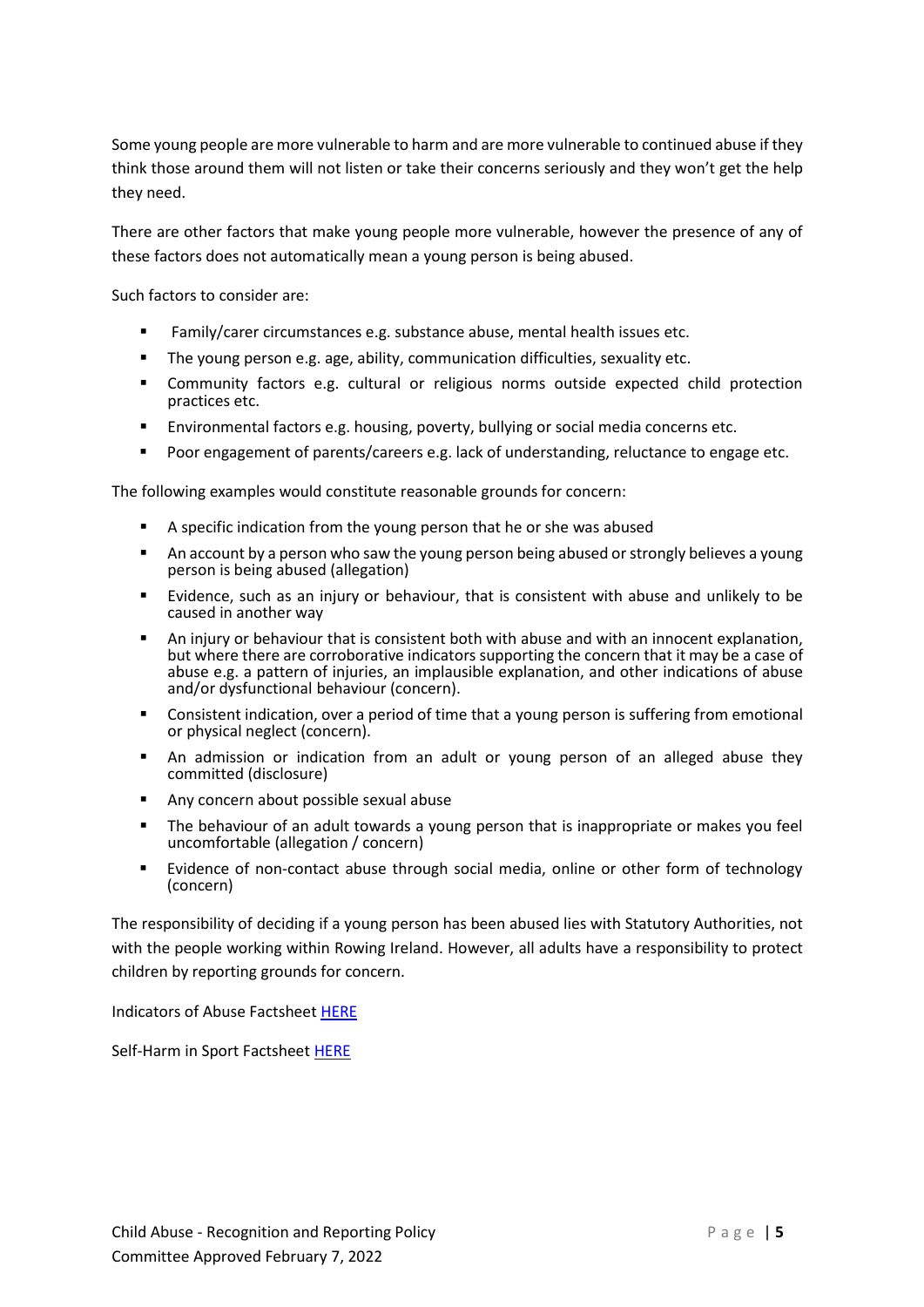Some young people are more vulnerable to harm and are more vulnerable to continued abuse if they think those around them will not listen or take their concerns seriously and they won't get the help they need.

There are other factors that make young people more vulnerable, however the presence of any of these factors does not automatically mean a young person is being abused.

Such factors to consider are:

- Family/carer circumstances e.g. substance abuse, mental health issues etc.
- The young person e.g. age, ability, communication difficulties, sexuality etc.
- Community factors e.g. cultural or religious norms outside expected child protection practices etc.
- Environmental factors e.g. housing, poverty, bullying or social media concerns etc.
- Poor engagement of parents/careers e.g. lack of understanding, reluctance to engage etc.

The following examples would constitute reasonable grounds for concern:

- A specific indication from the young person that he or she was abused
- An account by a person who saw the young person being abused or strongly believes a young person is being abused (allegation)
- Evidence, such as an injury or behaviour, that is consistent with abuse and unlikely to be caused in another way
- An injury or behaviour that is consistent both with abuse and with an innocent explanation, but where there are corroborative indicators supporting the concern that it may be a case of abuse e.g. a pattern of injuries, an implausible explanation, and other indications of abuse and/or dysfunctional behaviour (concern).
- Consistent indication, over a period of time that a young person is suffering from emotional or physical neglect (concern).
- An admission or indication from an adult or young person of an alleged abuse they committed (disclosure)
- Any concern about possible sexual abuse
- The behaviour of an adult towards a young person that is inappropriate or makes you feel uncomfortable (allegation / concern)
- Evidence of non-contact abuse through social media, online or other form of technology (concern)

The responsibility of deciding if a young person has been abused lies with Statutory Authorities, not with the people working within Rowing Ireland. However, all adults have a responsibility to protect children by reporting grounds for concern.

Indicators of Abuse Factsheet HERE

Self-Harm in Sport Factsheet HERE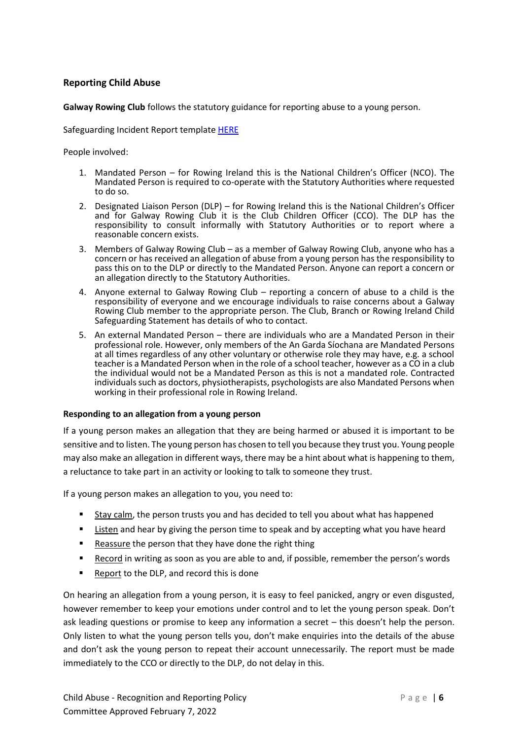## Reporting Child Abuse

**Galway Rowing Club** follows the statutory guidance for reporting abuse to a young person.

Safeguarding Incident Report template [HERE]

People involved:

1. Mandated Person – for Rowing Ireland this is the National Children's Officer (NCO). The Mandated Person is required to co-operate with the Statutory Authorities where requested to do so.
2. Designated Liaison Person (DLP) – for Rowing Ireland this is the National Children's Officer and for Galway Rowing Club it is the Club Children Officer (CCO). The DLP has the responsibility to consult informally with Statutory Authorities or to report where a reasonable concern exists.
3. Members of Galway Rowing Club – as a member of Galway Rowing Club, anyone who has a concern or has received an allegation of abuse from a young person has the responsibility to pass this on to the DLP or directly to the Mandated Person. Anyone can report a concern or an allegation directly to the Statutory Authorities.
4. Anyone external to Galway Rowing Club – reporting a concern of abuse to a child is the responsibility of everyone and we encourage individuals to raise concerns about a Galway Rowing Club member to the appropriate person. The Club, Branch or Rowing Ireland Child Safeguarding Statement has details of who to contact.
5. An external Mandated Person – there are individuals who are a Mandated Person in their professional role. However, only members of the An Garda Síochana are Mandated Persons at all times regardless of any other voluntary or otherwise role they may have, e.g. a school teacher is a Mandated Person when in the role of a school teacher, however as a CO in a club the individual would not be a Mandated Person as this is not a mandated role. Contracted individuals such as doctors, physiotherapists, psychologists are also Mandated Persons when working in their professional role in Rowing Ireland.

### Responding to an allegation from a young person

If a young person makes an allegation that they are being harmed or abused it is important to be sensitive and to listen. The young person has chosen to tell you because they trust you. Young people may also make an allegation in different ways, there may be a hint about what is happening to them, a reluctance to take part in an activity or looking to talk to someone they trust.

If a young person makes an allegation to you, you need to:

- Stay calm, the person trusts you and has decided to tell you about what has happened
- Listen and hear by giving the person time to speak and by accepting what you have heard
- Reassure the person that they have done the right thing
- Record in writing as soon as you are able to and, if possible, remember the person's words
- Report to the DLP, and record this is done

On hearing an allegation from a young person, it is easy to feel panicked, angry or even disgusted, however remember to keep your emotions under control and to let the young person speak. Don't ask leading questions or promise to keep any information a secret – this doesn't help the person. Only listen to what the young person tells you, don't make enquiries into the details of the abuse and don't ask the young person to repeat their account unnecessarily. The report must be made immediately to the CCO or directly to the DLP, do not delay in this.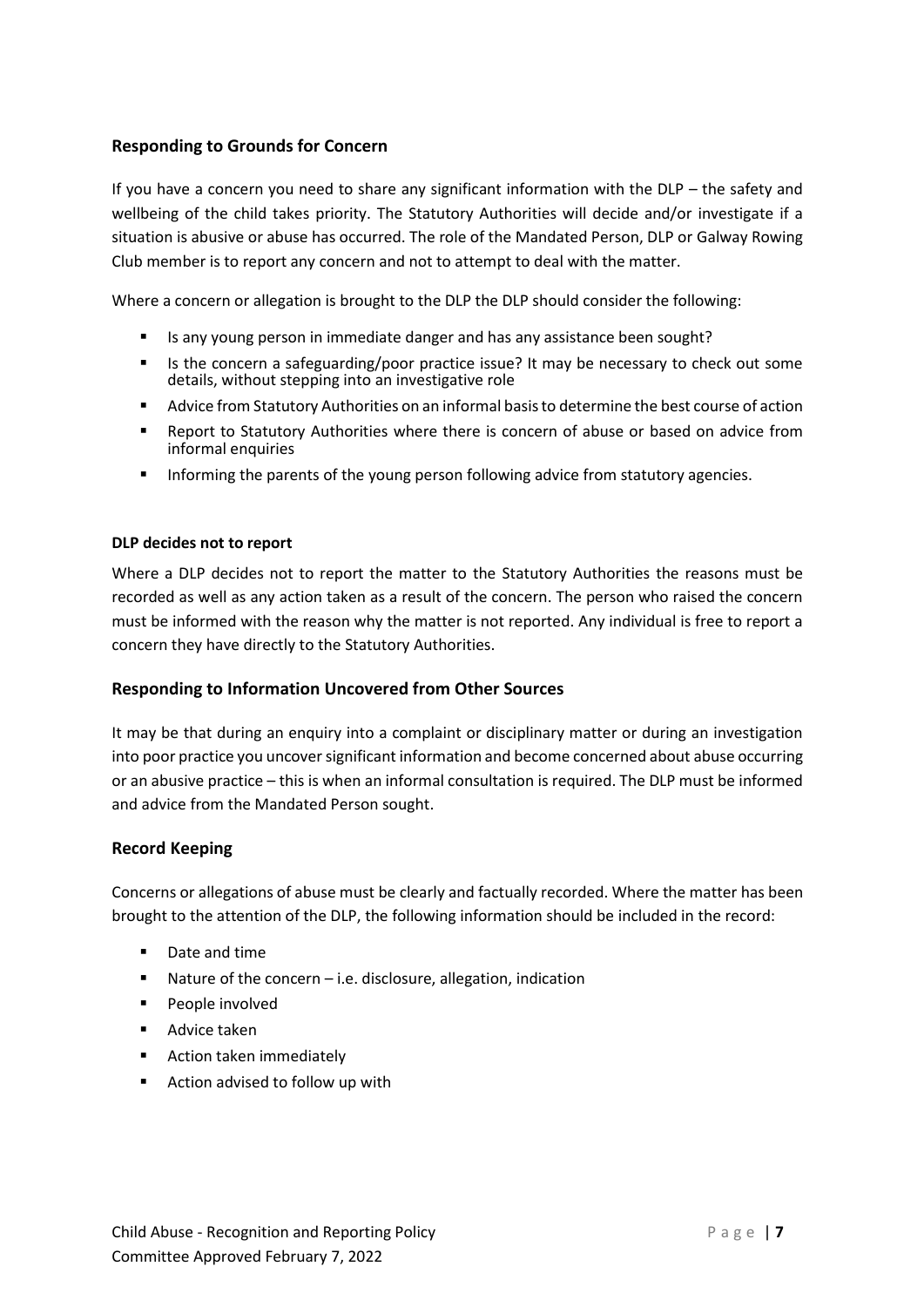## Responding to Grounds for Concern

If you have a concern you need to share any significant information with the DLP – the safety and wellbeing of the child takes priority. The Statutory Authorities will decide and/or investigate if a situation is abusive or abuse has occurred. The role of the Mandated Person, DLP or Galway Rowing Club member is to report any concern and not to attempt to deal with the matter.

Where a concern or allegation is brought to the DLP the DLP should consider the following:

- Is any young person in immediate danger and has any assistance been sought?
- Is the concern a safeguarding/poor practice issue? It may be necessary to check out some details, without stepping into an investigative role
- Advice from Statutory Authorities on an informal basis to determine the best course of action
- Report to Statutory Authorities where there is concern of abuse or based on advice from informal enquiries
- Informing the parents of the young person following advice from statutory agencies.

#### DLP decides not to report

Where a DLP decides not to report the matter to the Statutory Authorities the reasons must be recorded as well as any action taken as a result of the concern. The person who raised the concern must be informed with the reason why the matter is not reported. Any individual is free to report a concern they have directly to the Statutory Authorities.

## Responding to Information Uncovered from Other Sources

It may be that during an enquiry into a complaint or disciplinary matter or during an investigation into poor practice you uncover significant information and become concerned about abuse occurring or an abusive practice – this is when an informal consultation is required. The DLP must be informed and advice from the Mandated Person sought.

## Record Keeping

Concerns or allegations of abuse must be clearly and factually recorded. Where the matter has been brought to the attention of the DLP, the following information should be included in the record:

- Date and time
- Nature of the concern – i.e. disclosure, allegation, indication
- People involved
- Advice taken
- Action taken immediately
- Action advised to follow up with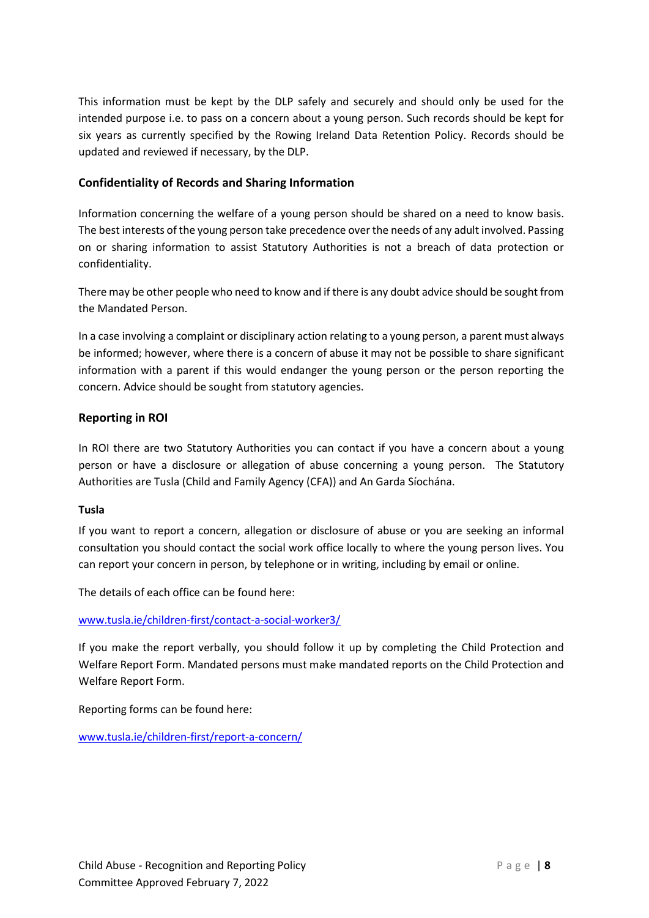This information must be kept by the DLP safely and securely and should only be used for the intended purpose i.e. to pass on a concern about a young person. Such records should be kept for six years as currently specified by the Rowing Ireland Data Retention Policy. Records should be updated and reviewed if necessary, by the DLP.

## Confidentiality of Records and Sharing Information

Information concerning the welfare of a young person should be shared on a need to know basis. The best interests of the young person take precedence over the needs of any adult involved. Passing on or sharing information to assist Statutory Authorities is not a breach of data protection or confidentiality.

There may be other people who need to know and if there is any doubt advice should be sought from the Mandated Person.

In a case involving a complaint or disciplinary action relating to a young person, a parent must always be informed; however, where there is a concern of abuse it may not be possible to share significant information with a parent if this would endanger the young person or the person reporting the concern. Advice should be sought from statutory agencies.

## Reporting in ROI

In ROI there are two Statutory Authorities you can contact if you have a concern about a young person or have a disclosure or allegation of abuse concerning a young person. The Statutory Authorities are Tusla (Child and Family Agency (CFA)) and An Garda Síochána.

### Tusla

If you want to report a concern, allegation or disclosure of abuse or you are seeking an informal consultation you should contact the social work office locally to where the young person lives. You can report your concern in person, by telephone or in writing, including by email or online.

The details of each office can be found here:

www.tusla.ie/children-first/contact-a-social-worker3/

If you make the report verbally, you should follow it up by completing the Child Protection and Welfare Report Form. Mandated persons must make mandated reports on the Child Protection and Welfare Report Form.

Reporting forms can be found here:

www.tusla.ie/children-first/report-a-concern/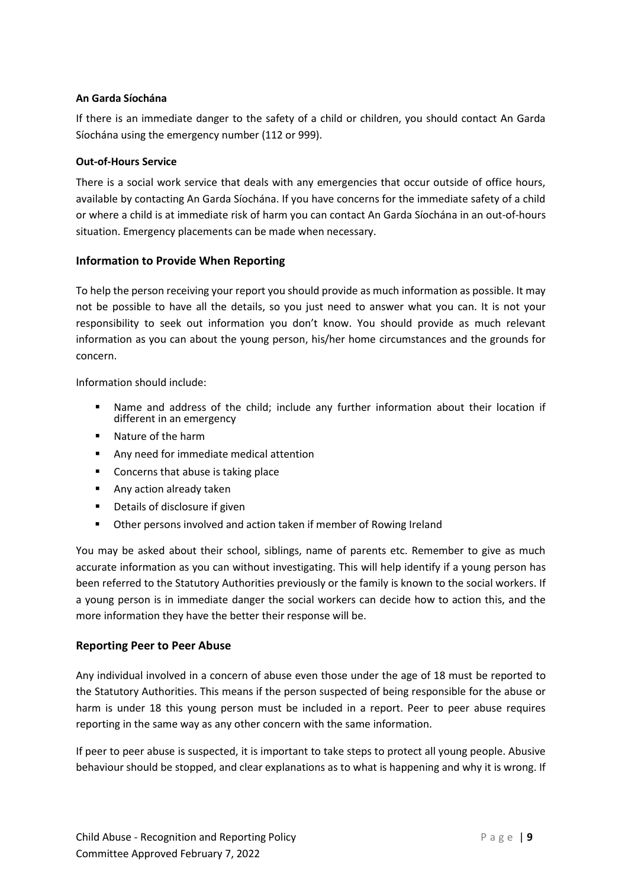**An Garda Síochána**

If there is an immediate danger to the safety of a child or children, you should contact An Garda Síochána using the emergency number (112 or 999).

**Out-of-Hours Service**

There is a social work service that deals with any emergencies that occur outside of office hours, available by contacting An Garda Síochána. If you have concerns for the immediate safety of a child or where a child is at immediate risk of harm you can contact An Garda Síochána in an out-of-hours situation. Emergency placements can be made when necessary.

### Information to Provide When Reporting

To help the person receiving your report you should provide as much information as possible. It may not be possible to have all the details, so you just need to answer what you can. It is not your responsibility to seek out information you don't know. You should provide as much relevant information as you can about the young person, his/her home circumstances and the grounds for concern.

Information should include:

- Name and address of the child; include any further information about their location if different in an emergency
- Nature of the harm
- Any need for immediate medical attention
- Concerns that abuse is taking place
- Any action already taken
- Details of disclosure if given
- Other persons involved and action taken if member of Rowing Ireland

You may be asked about their school, siblings, name of parents etc. Remember to give as much accurate information as you can without investigating. This will help identify if a young person has been referred to the Statutory Authorities previously or the family is known to the social workers. If a young person is in immediate danger the social workers can decide how to action this, and the more information they have the better their response will be.

### Reporting Peer to Peer Abuse

Any individual involved in a concern of abuse even those under the age of 18 must be reported to the Statutory Authorities. This means if the person suspected of being responsible for the abuse or harm is under 18 this young person must be included in a report. Peer to peer abuse requires reporting in the same way as any other concern with the same information.

If peer to peer abuse is suspected, it is important to take steps to protect all young people. Abusive behaviour should be stopped, and clear explanations as to what is happening and why it is wrong. If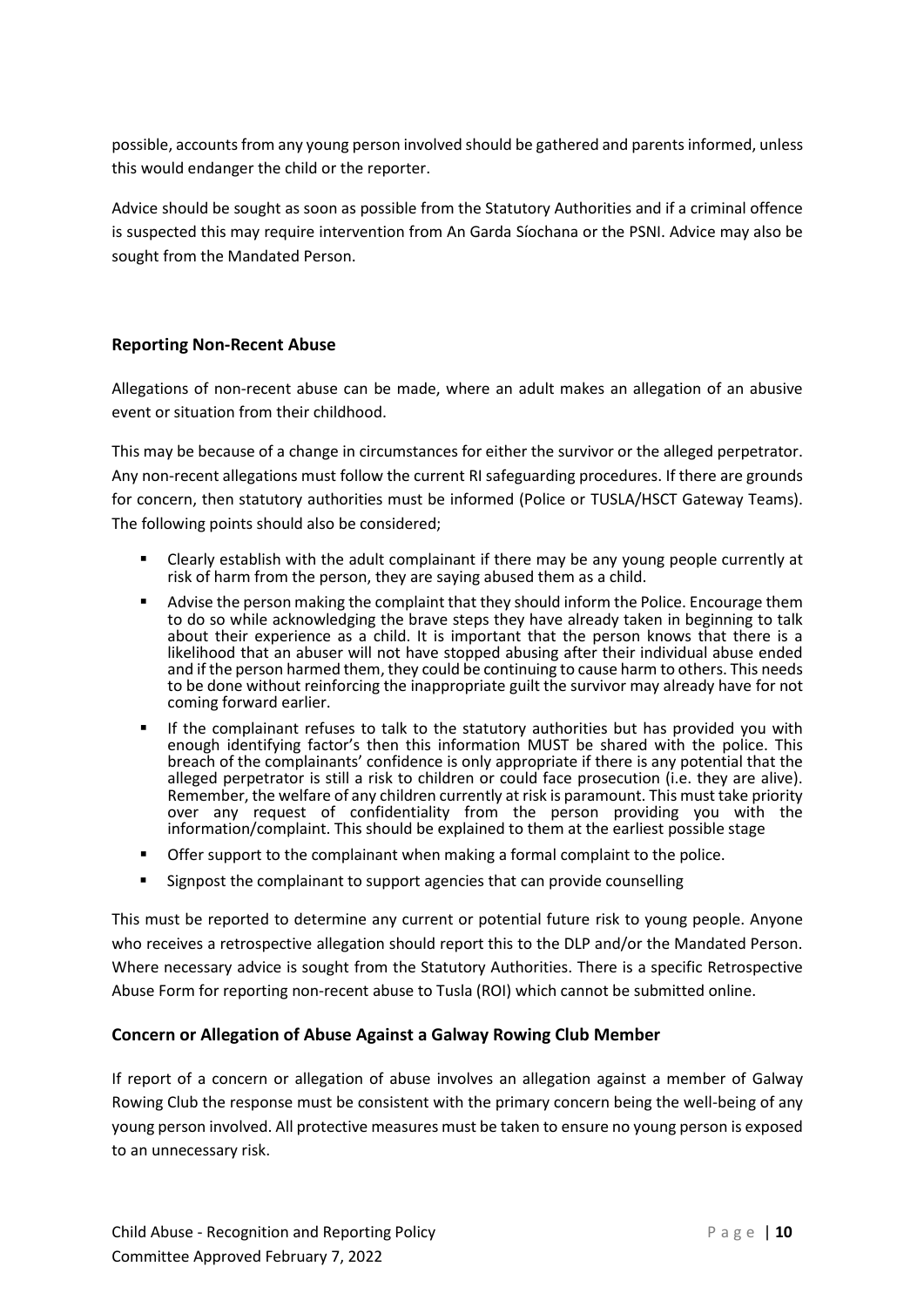possible, accounts from any young person involved should be gathered and parents informed, unless this would endanger the child or the reporter.

Advice should be sought as soon as possible from the Statutory Authorities and if a criminal offence is suspected this may require intervention from An Garda Síochana or the PSNI. Advice may also be sought from the Mandated Person.

## Reporting Non-Recent Abuse

Allegations of non-recent abuse can be made, where an adult makes an allegation of an abusive event or situation from their childhood.

This may be because of a change in circumstances for either the survivor or the alleged perpetrator. Any non-recent allegations must follow the current RI safeguarding procedures. If there are grounds for concern, then statutory authorities must be informed (Police or TUSLA/HSCT Gateway Teams). The following points should also be considered;

- Clearly establish with the adult complainant if there may be any young people currently at risk of harm from the person, they are saying abused them as a child.
- Advise the person making the complaint that they should inform the Police. Encourage them to do so while acknowledging the brave steps they have already taken in beginning to talk about their experience as a child. It is important that the person knows that there is a likelihood that an abuser will not have stopped abusing after their individual abuse ended and if the person harmed them, they could be continuing to cause harm to others. This needs to be done without reinforcing the inappropriate guilt the survivor may already have for not coming forward earlier.
- If the complainant refuses to talk to the statutory authorities but has provided you with enough identifying factor's then this information MUST be shared with the police. This breach of the complainants' confidence is only appropriate if there is any potential that the alleged perpetrator is still a risk to children or could face prosecution (i.e. they are alive). Remember, the welfare of any children currently at risk is paramount. This must take priority over any request of confidentiality from the person providing you with the information/complaint. This should be explained to them at the earliest possible stage
- Offer support to the complainant when making a formal complaint to the police.
- Signpost the complainant to support agencies that can provide counselling

This must be reported to determine any current or potential future risk to young people. Anyone who receives a retrospective allegation should report this to the DLP and/or the Mandated Person. Where necessary advice is sought from the Statutory Authorities. There is a specific Retrospective Abuse Form for reporting non-recent abuse to Tusla (ROI) which cannot be submitted online.

## Concern or Allegation of Abuse Against a Galway Rowing Club Member

If report of a concern or allegation of abuse involves an allegation against a member of Galway Rowing Club the response must be consistent with the primary concern being the well-being of any young person involved. All protective measures must be taken to ensure no young person is exposed to an unnecessary risk.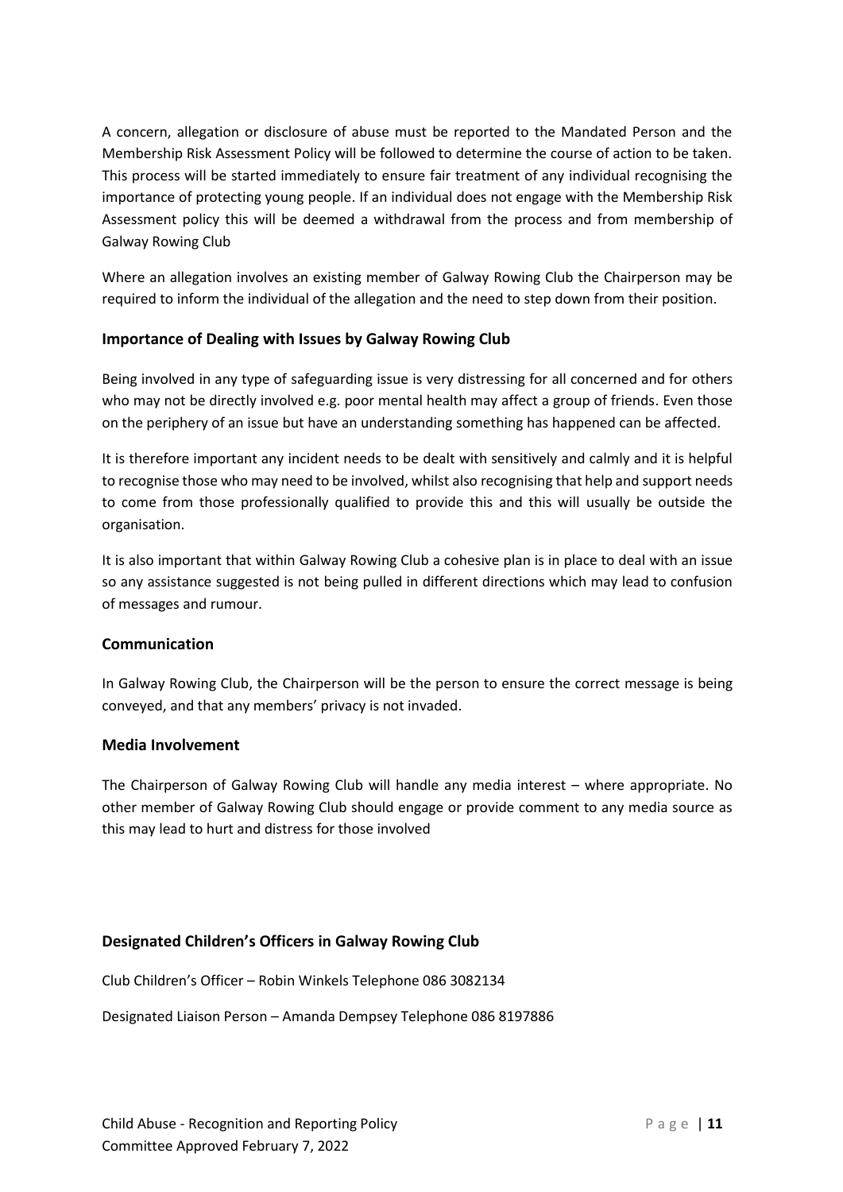A concern, allegation or disclosure of abuse must be reported to the Mandated Person and the Membership Risk Assessment Policy will be followed to determine the course of action to be taken. This process will be started immediately to ensure fair treatment of any individual recognising the importance of protecting young people. If an individual does not engage with the Membership Risk Assessment policy this will be deemed a withdrawal from the process and from membership of Galway Rowing Club

Where an allegation involves an existing member of Galway Rowing Club the Chairperson may be required to inform the individual of the allegation and the need to step down from their position.

### Importance of Dealing with Issues by Galway Rowing Club

Being involved in any type of safeguarding issue is very distressing for all concerned and for others who may not be directly involved e.g. poor mental health may affect a group of friends. Even those on the periphery of an issue but have an understanding something has happened can be affected.

It is therefore important any incident needs to be dealt with sensitively and calmly and it is helpful to recognise those who may need to be involved, whilst also recognising that help and support needs to come from those professionally qualified to provide this and this will usually be outside the organisation.

It is also important that within Galway Rowing Club a cohesive plan is in place to deal with an issue so any assistance suggested is not being pulled in different directions which may lead to confusion of messages and rumour.

### Communication

In Galway Rowing Club, the Chairperson will be the person to ensure the correct message is being conveyed, and that any members' privacy is not invaded.

### Media Involvement

The Chairperson of Galway Rowing Club will handle any media interest – where appropriate. No other member of Galway Rowing Club should engage or provide comment to any media source as this may lead to hurt and distress for those involved

### Designated Children's Officers in Galway Rowing Club

Club Children's Officer – Robin Winkels Telephone 086 3082134

Designated Liaison Person – Amanda Dempsey Telephone 086 8197886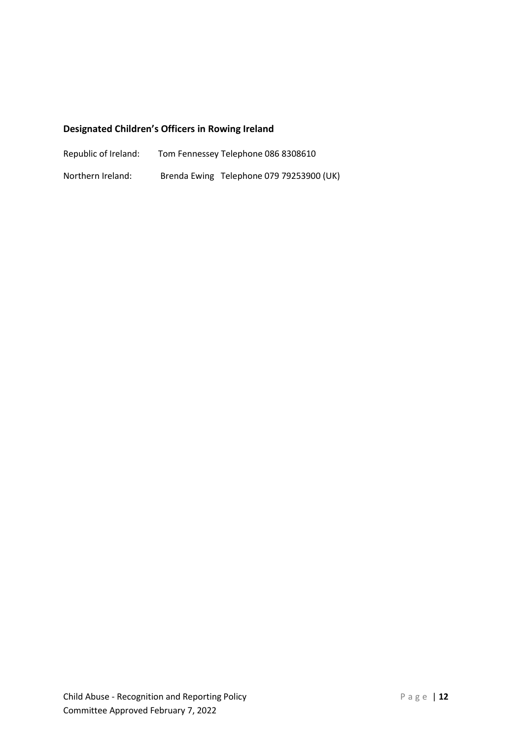**Designated Children's Officers in Rowing Ireland**

Republic of Ireland: Tom Fennessey Telephone 086 8308610

Northern Ireland: Brenda Ewing Telephone 079 79253900 (UK)